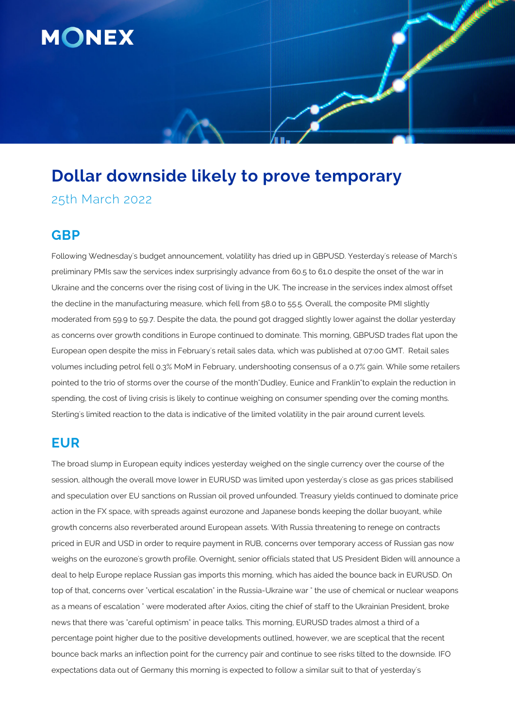# Dollar downside likely to prove temporary

25th March 2022

## GBP

Following Wednesday's budget announcement, volatility has dried up in GBPUSD. Yesterday's release of March's preliminary PMIs saw the services index surprisingly advance from 60.5 to 61.0 despite the onset of the war in Ukraine and the concerns over the rising cost of living in the UK. The increase in the services index almost offset the decline in the manufacturing measure, which fell from 58.0 to 55.5. Overall, the composite PMI slightly moderated from 59.9 to 59.7. Despite the data, the pound got dragged slightly lower against the dollar yesterday as concerns over growth conditions in Europe continued to dominate. This morning, GBPUSD trades flat upon the European open despite the miss in February's retail sales data, which was published at 07:00 GMT. Retail sales volumes including petrol fell 0.3% MoM in February, undershooting consensus of a 0.7% gain. While some retailers pointed to the trio of storms over the course of the month"Dudley, Eunice and Franklin"to explain the reduction in spending, the cost of living crisis is likely to continue weighing on consumer spending over the coming months. Sterling's limited reaction to the data is indicative of the limited volatility in the pair around current levels.

## EUR

The broad slump in European equity indices yesterday weighed on the single currency over the course of the session, although the overall move lower in EURUSD was limited upon yesterday's close as gas prices stabilised and speculation over EU sanctions on Russian oil proved unfounded. Treasury yields continued to dominate price action in the FX space, with spreads against eurozone and Japanese bonds keeping the dollar buoyant, while growth concerns also reverberated around European assets. With Russia threatening to renege on contracts priced in EUR and USD in order to require payment in RUB, concerns over temporary access of Russian gas now weighs on the eurozone's growth profile. Overnight, senior officials stated that US President Biden will announce a deal to help Europe replace Russian gas imports this morning, which has aided the bounce back in EURUSD. On top of that, concerns over "vertical escalation" in the Russia-Ukraine war " the use of chemical or nuclear weapons as a means of escalation " were moderated after Axios, citing the chief of staff to the Ukrainian President, broke news that there was "careful optimism" in peace talks. This morning, EURUSD trades almost a third of a percentage point higher due to the positive developments outlined, however, we are sceptical that the recent bounce back marks an inflection point for the currency pair and continue to see risks tilted to the downside. IFO expectations data out of Germany this morning is expected to follow a similar suit to that of yesterday's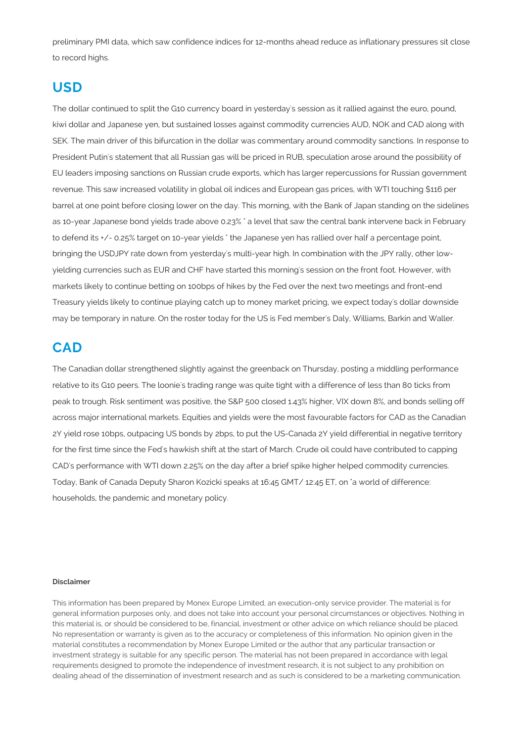preliminary PMI data, which saw confidence indices for 12-months ahead reduce as inflationary pressures sit close to record highs.

## USD

The dollar continued to split the G10 currency board in yesterday's session as it rallied against the euro, pound, kiwi dollar and Japanese yen, but sustained losses against commodity currencies AUD, NOK and CAD along with SEK. The main driver of this bifurcation in the dollar was commentary around commodity sanctions. In response to President Putin's statement that all Russian gas will be priced in RUB, speculation arose around the possibility of EU leaders imposing sanctions on Russian crude exports, which has larger repercussions for Russian government revenue. This saw increased volatility in global oil indices and European gas prices, with WTI touching $116 per barrel at one point before closing lower on the day. This morning, with the Bank of Japan standing on the sidelines as 10-year Japanese bond yields trade above 0.23% " a level that saw the central bank intervene back in February to defend its +/- 0.25% target on 10-year yields " the Japanese yen has rallied over half a percentage point, bringing the USDJPY rate down from yesterday's multi-year high. In combination with the JPY rally, other low-yielding currencies such as EUR and CHF have started this morning's session on the front foot. However, with markets likely to continue betting on 100bps of hikes by the Fed over the next two meetings and front-end Treasury yields likely to continue playing catch up to money market pricing, we expect today's dollar downside may be temporary in nature. On the roster today for the US is Fed member's Daly, Williams, Barkin and Waller.

## CAD

The Canadian dollar strengthened slightly against the greenback on Thursday, posting a middling performance relative to its G10 peers. The loonie's trading range was quite tight with a difference of less than 80 ticks from peak to trough. Risk sentiment was positive, the S&P 500 closed 1.43% higher, VIX down 8%, and bonds selling off across major international markets. Equities and yields were the most favourable factors for CAD as the Canadian 2Y yield rose 10bps, outpacing US bonds by 2bps, to put the US-Canada 2Y yield differential in negative territory for the first time since the Fed's hawkish shift at the start of March. Crude oil could have contributed to capping CAD's performance with WTI down 2.25% on the day after a brief spike higher helped commodity currencies. Today, Bank of Canada Deputy Sharon Kozicki speaks at 16:45 GMT/ 12:45 ET, on "a world of difference: households, the pandemic and monetary policy.

**Disclaimer**

This information has been prepared by Monex Europe Limited, an execution-only service provider. The material is for general information purposes only, and does not take into account your personal circumstances or objectives. Nothing in this material is, or should be considered to be, financial, investment or other advice on which reliance should be placed. No representation or warranty is given as to the accuracy or completeness of this information. No opinion given in the material constitutes a recommendation by Monex Europe Limited or the author that any particular transaction or investment strategy is suitable for any specific person. The material has not been prepared in accordance with legal requirements designed to promote the independence of investment research, it is not subject to any prohibition on dealing ahead of the dissemination of investment research and as such is considered to be a marketing communication.